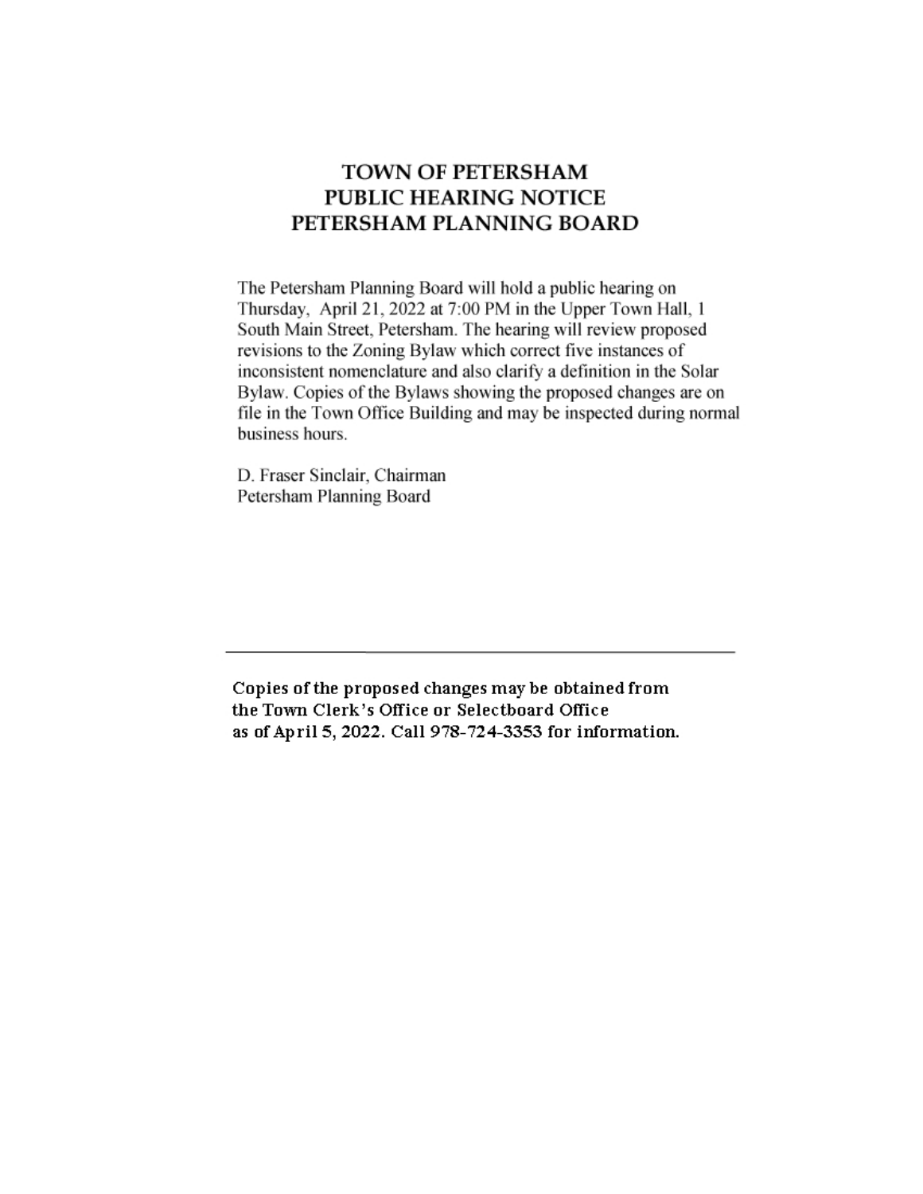# TOWN OF PETERSHAM
# PUBLIC HEARING NOTICE
# PETERSHAM PLANNING BOARD

The Petersham Planning Board will hold a public hearing on Thursday, April 21, 2022 at 7:00 PM in the Upper Town Hall, 1 South Main Street, Petersham. The hearing will review proposed revisions to the Zoning Bylaw which correct five instances of inconsistent nomenclature and also clarify a definition in the Solar Bylaw. Copies of the Bylaws showing the proposed changes are on file in the Town Office Building and may be inspected during normal business hours.

D. Fraser Sinclair, Chairman
Petersham Planning Board

---

**Copies of the proposed changes may be obtained from the Town Clerk's Office or Selectboard Office as of April 5, 2022. Call 978-724-3353 for information.**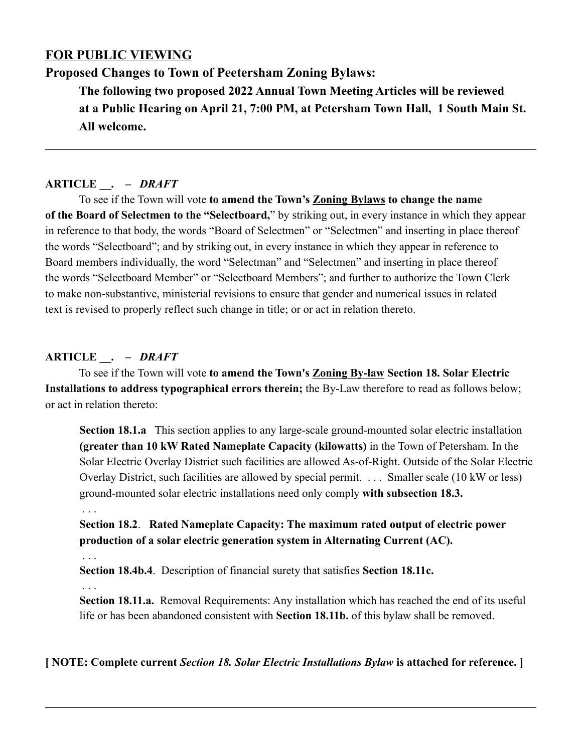**<u>FOR PUBLIC VIEWING</u>**

**Proposed Changes to Town of Peetersham Zoning Bylaws:**

> **The following two proposed 2022 Annual Town Meeting Articles will be reviewed at a Public Hearing on April 21, 7:00 PM, at Petersham Town Hall, 1 South Main St. All welcome.**

---

**ARTICLE __. – *DRAFT***

To see if the Town will vote **to amend the Town's <u>Zoning Bylaws</u> to change the name of the Board of Selectmen to the "Selectboard,**" by striking out, in every instance in which they appear in reference to that body, the words "Board of Selectmen" or "Selectmen" and inserting in place thereof the words "Selectboard"; and by striking out, in every instance in which they appear in reference to Board members individually, the word "Selectman" and "Selectmen" and inserting in place thereof the words "Selectboard Member" or "Selectboard Members"; and further to authorize the Town Clerk to make non-substantive, ministerial revisions to ensure that gender and numerical issues in related text is revised to properly reflect such change in title; or or act in relation thereto.

**ARTICLE __. – *DRAFT***

To see if the Town will vote **to amend the Town's <u>Zoning By-law</u> Section 18. Solar Electric Installations to address typographical errors therein;** the By-Law therefore to read as follows below; or act in relation thereto:

> **Section 18.1.a** This section applies to any large-scale ground-mounted solar electric installation **(greater than 10 kW Rated Nameplate Capacity (kilowatts)** in the Town of Petersham. In the Solar Electric Overlay District such facilities are allowed As-of-Right. Outside of the Solar Electric Overlay District, such facilities are allowed by special permit. . . . Smaller scale (10 kW or less) ground-mounted solar electric installations need only comply **with subsection 18.3.**
>
> . . .
>
> **Section 18.2**. **Rated Nameplate Capacity: The maximum rated output of electric power production of a solar electric generation system in Alternating Current (AC).**
>
> . . .
>
> **Section 18.4b.4**. Description of financial surety that satisfies **Section 18.11c.**
>
> . . .
>
> **Section 18.11.a.** Removal Requirements: Any installation which has reached the end of its useful life or has been abandoned consistent with **Section 18.11b.** of this bylaw shall be removed.

**[ NOTE: Complete current *Section 18. Solar Electric Installations Bylaw* is attached for reference. ]**

---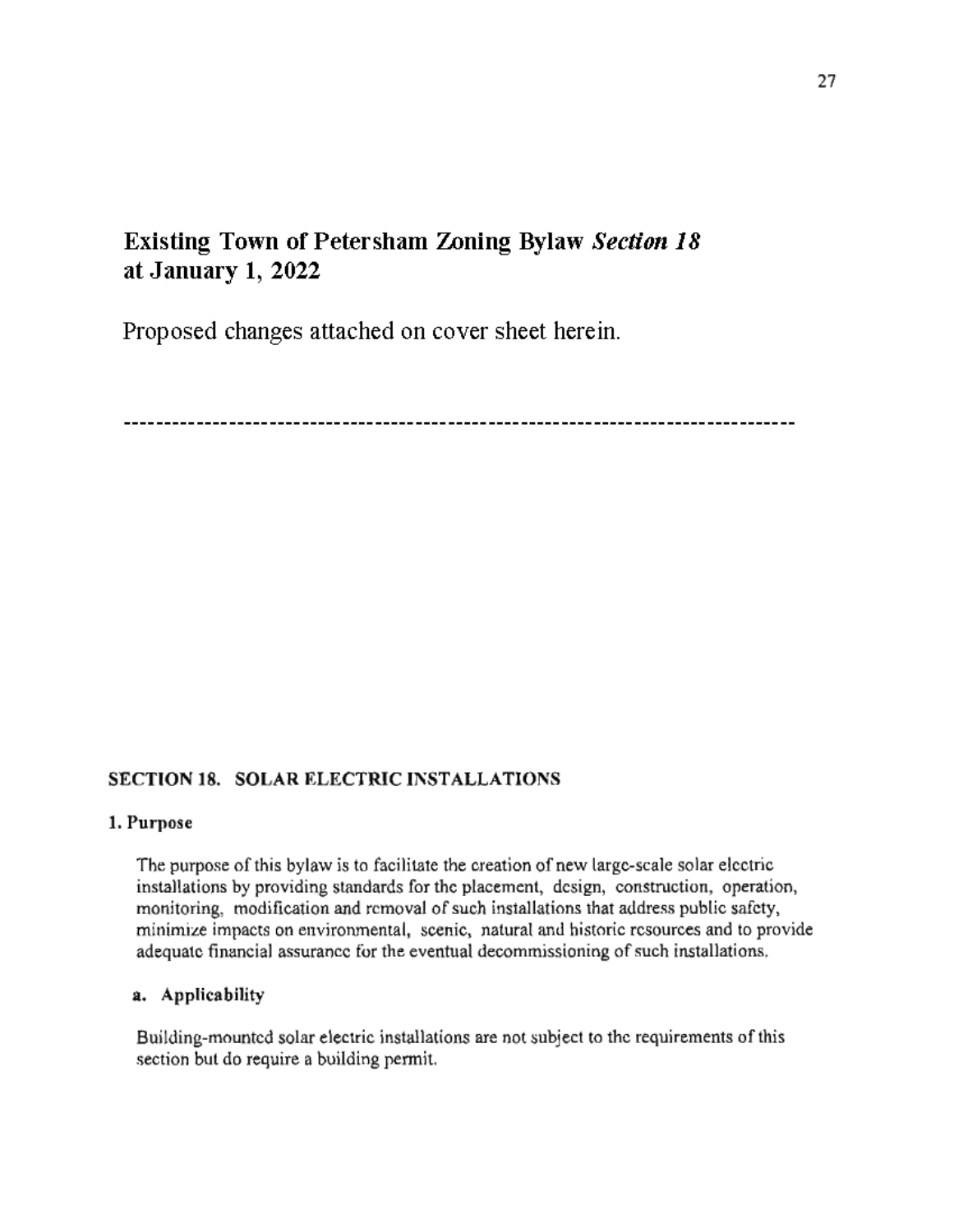**Existing Town of Petersham Zoning Bylaw *Section 18* at January 1, 2022**

Proposed changes attached on cover sheet herein.

---

## SECTION 18. SOLAR ELECTRIC INSTALLATIONS

### 1. Purpose

The purpose of this bylaw is to facilitate the creation of new large-scale solar electric installations by providing standards for the placement, design, construction, operation, monitoring, modification and removal of such installations that address public safety, minimize impacts on environmental, scenic, natural and historic resources and to provide adequate financial assurance for the eventual decommissioning of such installations.

#### a. Applicability

Building-mounted solar electric installations are not subject to the requirements of this section but do require a building permit.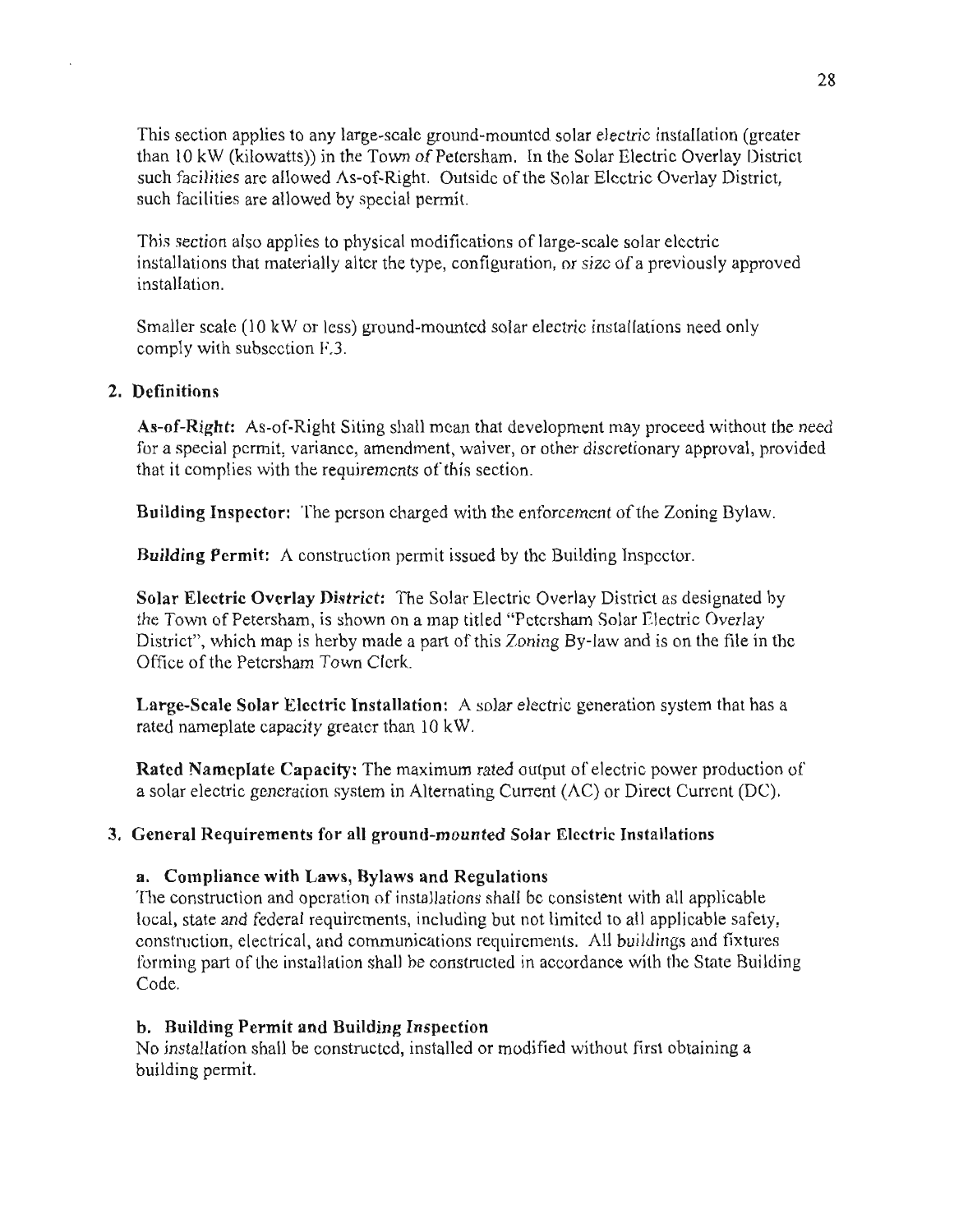This section applies to any large-scale ground-mounted solar electric installation (greater than 10 kW (kilowatts)) in the Town of Petersham. In the Solar Electric Overlay District such facilities are allowed As-of-Right. Outside of the Solar Electric Overlay District, such facilities are allowed by special permit.

This section also applies to physical modifications of large-scale solar electric installations that materially alter the type, configuration, or size of a previously approved installation.

Smaller scale (10 kW or less) ground-mounted solar electric installations need only comply with subsection F.3.

## 2. Definitions

**As-of-Right:** As-of-Right Siting shall mean that development may proceed without the need for a special permit, variance, amendment, waiver, or other discretionary approval, provided that it complies with the requirements of this section.

**Building Inspector:** The person charged with the enforcement of the Zoning Bylaw.

**Building Permit:** A construction permit issued by the Building Inspector.

**Solar Electric Overlay District:** The Solar Electric Overlay District as designated by the Town of Petersham, is shown on a map titled "Petersham Solar Electric Overlay District", which map is herby made a part of this Zoning By-law and is on the file in the Office of the Petersham Town Clerk.

**Large-Scale Solar Electric Installation:** A solar electric generation system that has a rated nameplate capacity greater than 10 kW.

**Rated Nameplate Capacity:** The maximum rated output of electric power production of a solar electric generation system in Alternating Current (AC) or Direct Current (DC).

## 3. General Requirements for all ground-mounted Solar Electric Installations

### a. Compliance with Laws, Bylaws and Regulations

The construction and operation of installations shall be consistent with all applicable local, state and federal requirements, including but not limited to all applicable safety, construction, electrical, and communications requirements. All buildings and fixtures forming part of the installation shall be constructed in accordance with the State Building Code.

### b. Building Permit and Building Inspection

No installation shall be constructed, installed or modified without first obtaining a building permit.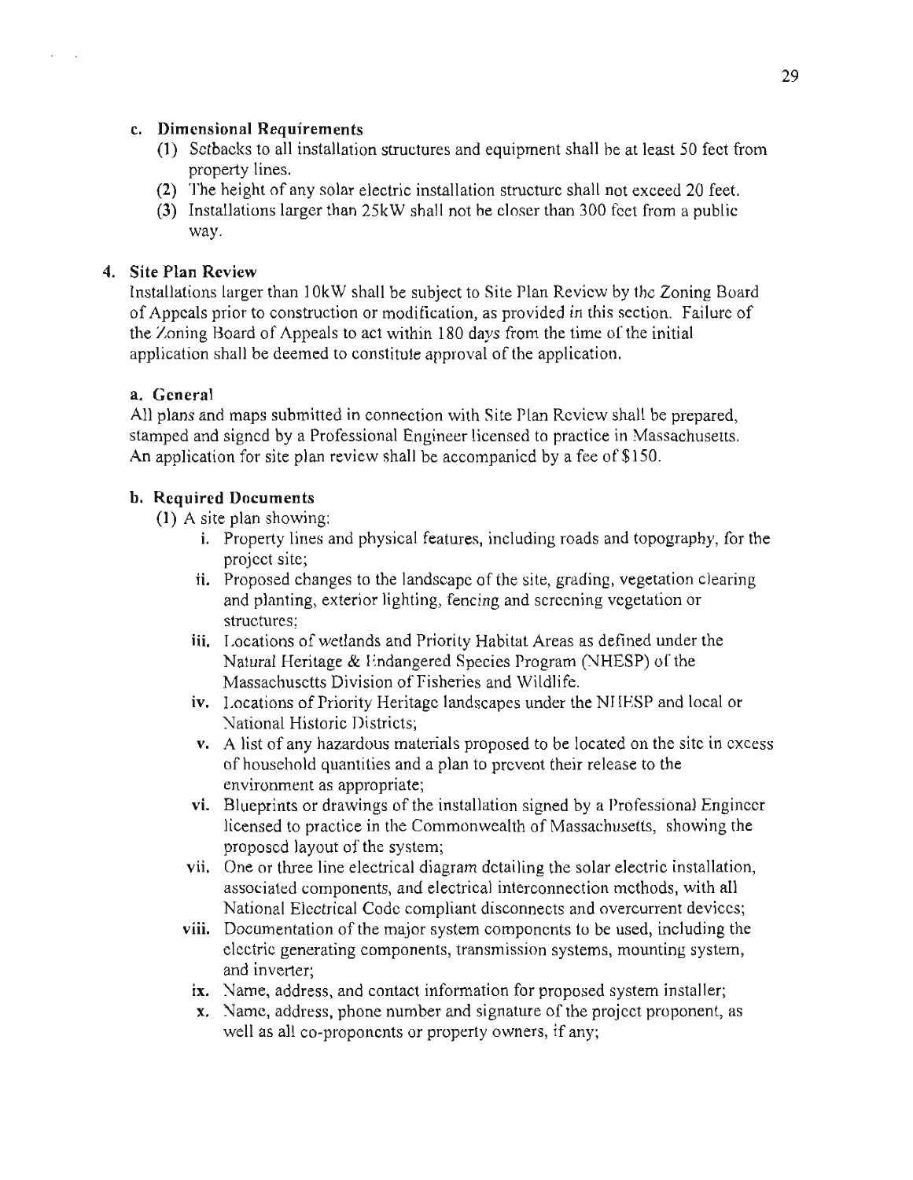**c. Dimensional Requirements**

(1) Setbacks to all installation structures and equipment shall be at least 50 feet from property lines.

(2) The height of any solar electric installation structure shall not exceed 20 feet.

(3) Installations larger than 25kW shall not be closer than 300 feet from a public way.

**4. Site Plan Review**

Installations larger than 10kW shall be subject to Site Plan Review by the Zoning Board of Appeals prior to construction or modification, as provided in this section. Failure of the Zoning Board of Appeals to act within 180 days from the time of the initial application shall be deemed to constitute approval of the application.

**a. General**

All plans and maps submitted in connection with Site Plan Review shall be prepared, stamped and signed by a Professional Engineer licensed to practice in Massachusetts. An application for site plan review shall be accompanied by a fee of $150.

**b. Required Documents**

(1) A site plan showing:

- **i.** Property lines and physical features, including roads and topography, for the project site;
- **ii.** Proposed changes to the landscape of the site, grading, vegetation clearing and planting, exterior lighting, fencing and screening vegetation or structures;
- **iii.** Locations of wetlands and Priority Habitat Areas as defined under the Natural Heritage & Endangered Species Program (NHESP) of the Massachusetts Division of Fisheries and Wildlife.
- **iv.** Locations of Priority Heritage landscapes under the NHESP and local or National Historic Districts;
- **v.** A list of any hazardous materials proposed to be located on the site in excess of household quantities and a plan to prevent their release to the environment as appropriate;
- **vi.** Blueprints or drawings of the installation signed by a Professional Engineer licensed to practice in the Commonwealth of Massachusetts, showing the proposed layout of the system;
- **vii.** One or three line electrical diagram detailing the solar electric installation, associated components, and electrical interconnection methods, with all National Electrical Code compliant disconnects and overcurrent devices;
- **viii.** Documentation of the major system components to be used, including the electric generating components, transmission systems, mounting system, and inverter;
- **ix.** Name, address, and contact information for proposed system installer;
- **x.** Name, address, phone number and signature of the project proponent, as well as all co-proponents or property owners, if any;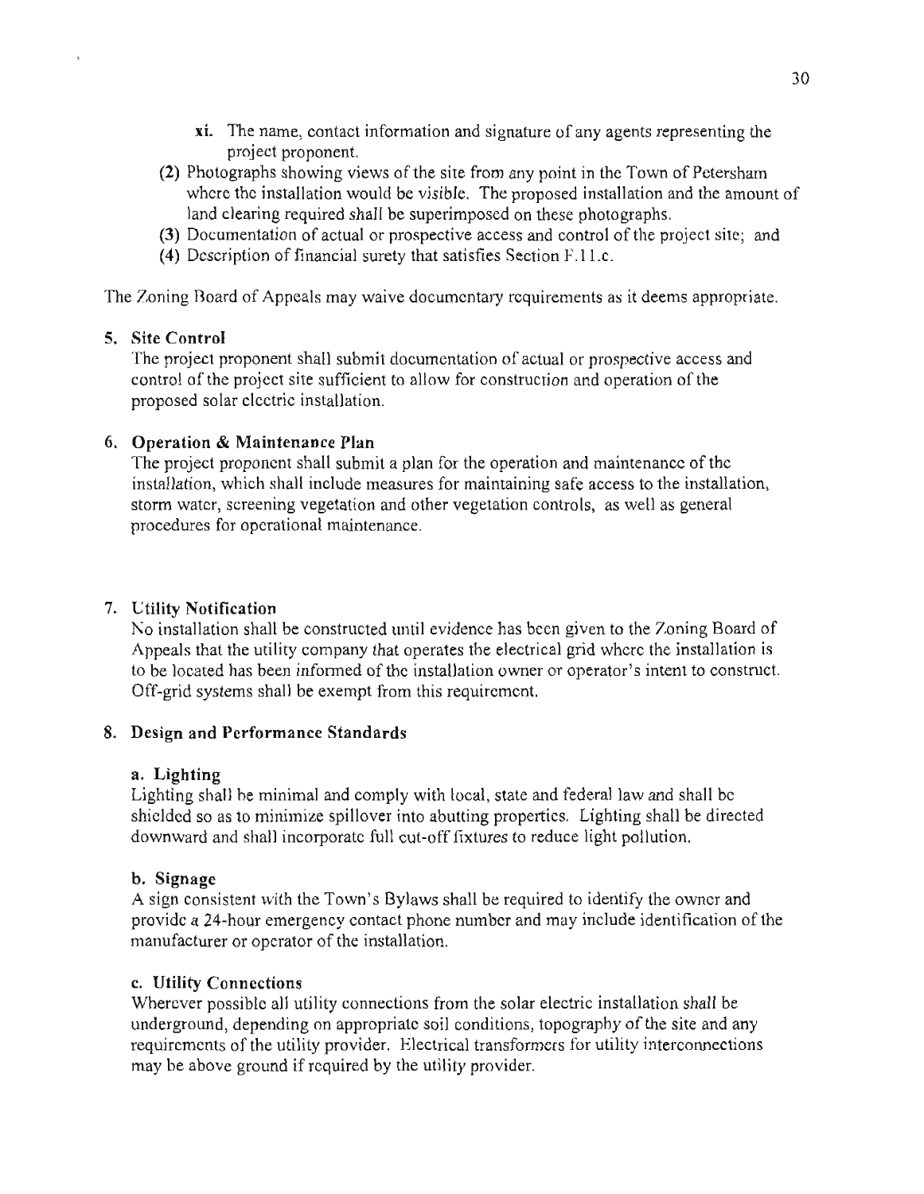- **xi.** The name, contact information and signature of any agents representing the project proponent.

**(2)** Photographs showing views of the site from any point in the Town of Petersham where the installation would be visible. The proposed installation and the amount of land clearing required shall be superimposed on these photographs.

**(3)** Documentation of actual or prospective access and control of the project site; and

**(4)** Description of financial surety that satisfies Section F.11.c.

The Zoning Board of Appeals may waive documentary requirements as it deems appropriate.

### 5. Site Control

The project proponent shall submit documentation of actual or prospective access and control of the project site sufficient to allow for construction and operation of the proposed solar electric installation.

### 6. Operation & Maintenance Plan

The project proponent shall submit a plan for the operation and maintenance of the installation, which shall include measures for maintaining safe access to the installation, storm water, screening vegetation and other vegetation controls, as well as general procedures for operational maintenance.

### 7. Utility Notification

No installation shall be constructed until evidence has been given to the Zoning Board of Appeals that the utility company that operates the electrical grid where the installation is to be located has been informed of the installation owner or operator's intent to construct. Off-grid systems shall be exempt from this requirement.

### 8. Design and Performance Standards

#### a. Lighting

Lighting shall be minimal and comply with local, state and federal law and shall be shielded so as to minimize spillover into abutting properties. Lighting shall be directed downward and shall incorporate full cut-off fixtures to reduce light pollution.

#### b. Signage

A sign consistent with the Town's Bylaws shall be required to identify the owner and provide a 24-hour emergency contact phone number and may include identification of the manufacturer or operator of the installation.

#### c. Utility Connections

Wherever possible all utility connections from the solar electric installation shall be underground, depending on appropriate soil conditions, topography of the site and any requirements of the utility provider. Electrical transformers for utility interconnections may be above ground if required by the utility provider.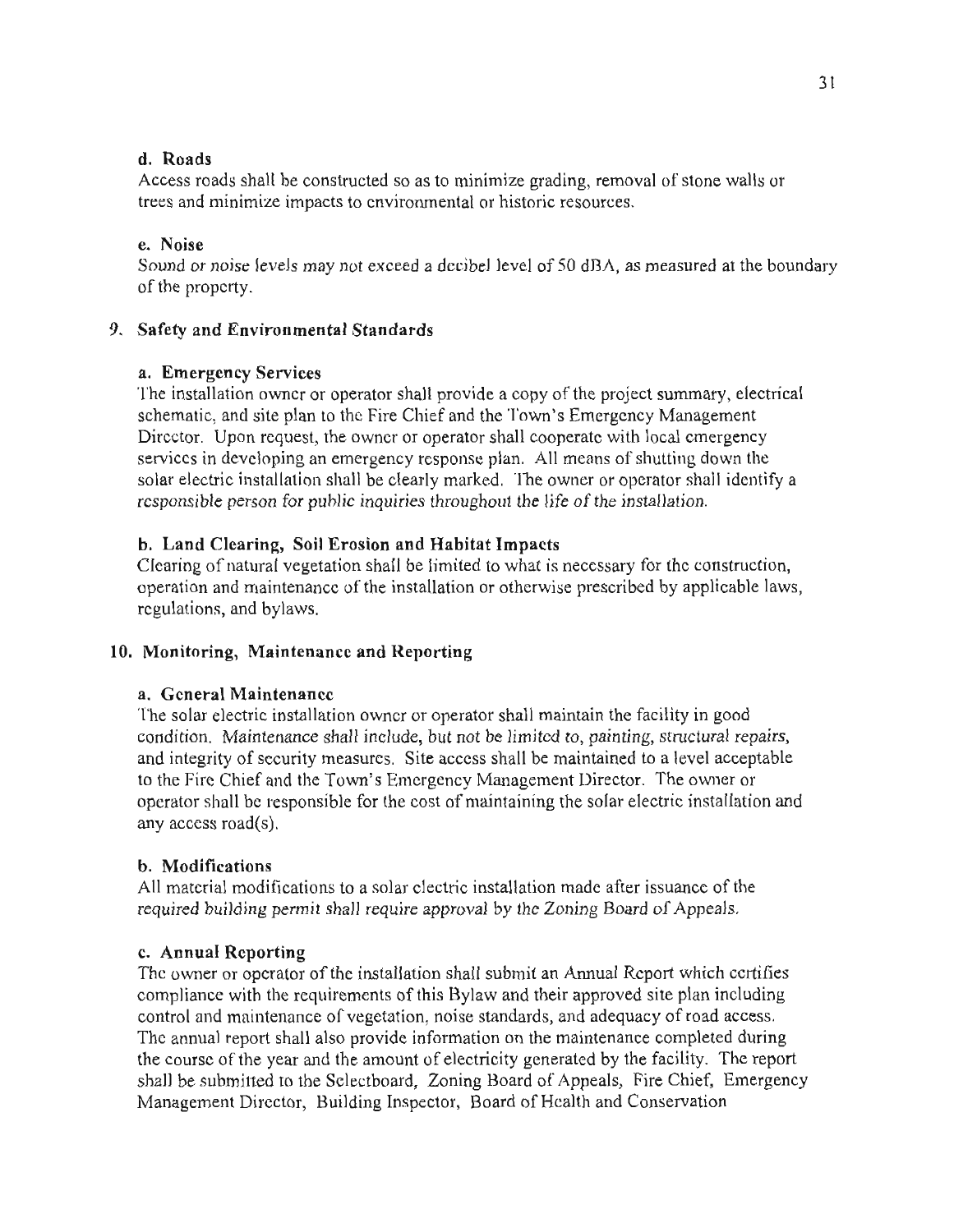**d. Roads**

Access roads shall be constructed so as to minimize grading, removal of stone walls or trees and minimize impacts to environmental or historic resources.

**e. Noise**

Sound or noise levels may not exceed a decibel level of 50 dBA, as measured at the boundary of the property.

## 9. Safety and Environmental Standards

**a. Emergency Services**

The installation owner or operator shall provide a copy of the project summary, electrical schematic, and site plan to the Fire Chief and the Town's Emergency Management Director. Upon request, the owner or operator shall cooperate with local emergency services in developing an emergency response plan. All means of shutting down the solar electric installation shall be clearly marked. The owner or operator shall identify a responsible person for public inquiries throughout the life of the installation.

**b. Land Clearing, Soil Erosion and Habitat Impacts**

Clearing of natural vegetation shall be limited to what is necessary for the construction, operation and maintenance of the installation or otherwise prescribed by applicable laws, regulations, and bylaws.

## 10. Monitoring, Maintenance and Reporting

**a. General Maintenance**

The solar electric installation owner or operator shall maintain the facility in good condition. Maintenance shall include, but not be limited to, painting, structural repairs, and integrity of security measures. Site access shall be maintained to a level acceptable to the Fire Chief and the Town's Emergency Management Director. The owner or operator shall be responsible for the cost of maintaining the solar electric installation and any access road(s).

**b. Modifications**

All material modifications to a solar electric installation made after issuance of the required building permit shall require approval by the Zoning Board of Appeals.

**c. Annual Reporting**

The owner or operator of the installation shall submit an Annual Report which certifies compliance with the requirements of this Bylaw and their approved site plan including control and maintenance of vegetation, noise standards, and adequacy of road access. The annual report shall also provide information on the maintenance completed during the course of the year and the amount of electricity generated by the facility. The report shall be submitted to the Selectboard, Zoning Board of Appeals, Fire Chief, Emergency Management Director, Building Inspector, Board of Health and Conservation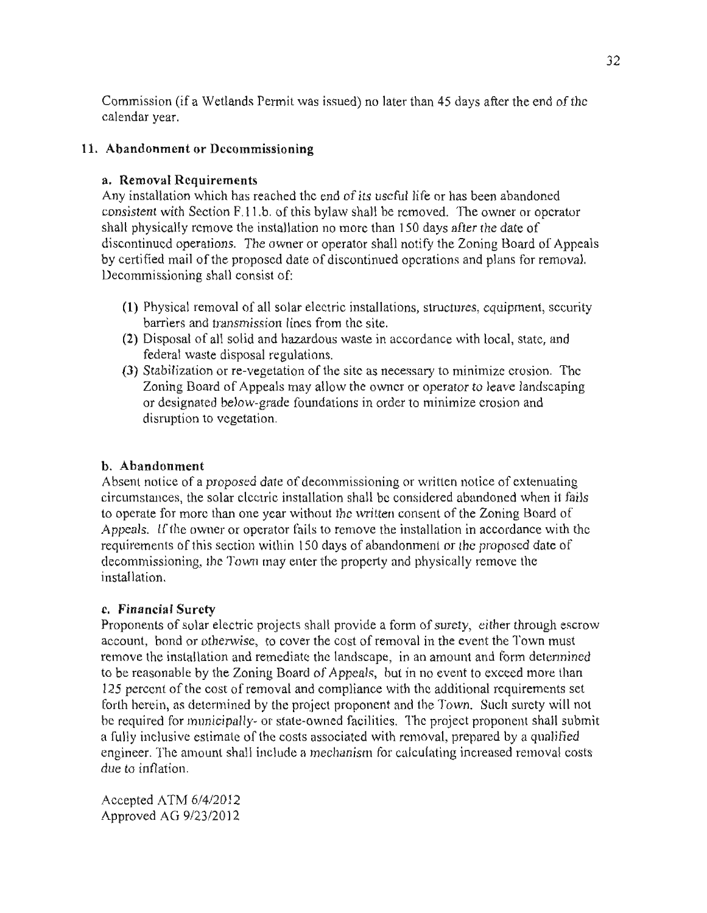Commission (if a Wetlands Permit was issued) no later than 45 days after the end of the calendar year.

### 11. Abandonment or Decommissioning

#### a. Removal Requirements

Any installation which has reached the end of its useful life or has been abandoned consistent with Section F.11.b. of this bylaw shall be removed. The owner or operator shall physically remove the installation no more than 150 days after the date of discontinued operations. The owner or operator shall notify the Zoning Board of Appeals by certified mail of the proposed date of discontinued operations and plans for removal. Decommissioning shall consist of:

(1) Physical removal of all solar electric installations, structures, equipment, security barriers and transmission lines from the site.

(2) Disposal of all solid and hazardous waste in accordance with local, state, and federal waste disposal regulations.

(3) Stabilization or re-vegetation of the site as necessary to minimize erosion. The Zoning Board of Appeals may allow the owner or operator to leave landscaping or designated below-grade foundations in order to minimize erosion and disruption to vegetation.

#### b. Abandonment

Absent notice of a proposed date of decommissioning or written notice of extenuating circumstances, the solar electric installation shall be considered abandoned when it fails to operate for more than one year without the written consent of the Zoning Board of Appeals. If the owner or operator fails to remove the installation in accordance with the requirements of this section within 150 days of abandonment or the proposed date of decommissioning, the Town may enter the property and physically remove the installation.

#### c. Financial Surety

Proponents of solar electric projects shall provide a form of surety, either through escrow account, bond or otherwise, to cover the cost of removal in the event the Town must remove the installation and remediate the landscape, in an amount and form determined to be reasonable by the Zoning Board of Appeals, but in no event to exceed more than 125 percent of the cost of removal and compliance with the additional requirements set forth herein, as determined by the project proponent and the Town. Such surety will not be required for municipally- or state-owned facilities. The project proponent shall submit a fully inclusive estimate of the costs associated with removal, prepared by a qualified engineer. The amount shall include a mechanism for calculating increased removal costs due to inflation.

Accepted ATM 6/4/2012
Approved AG 9/23/2012